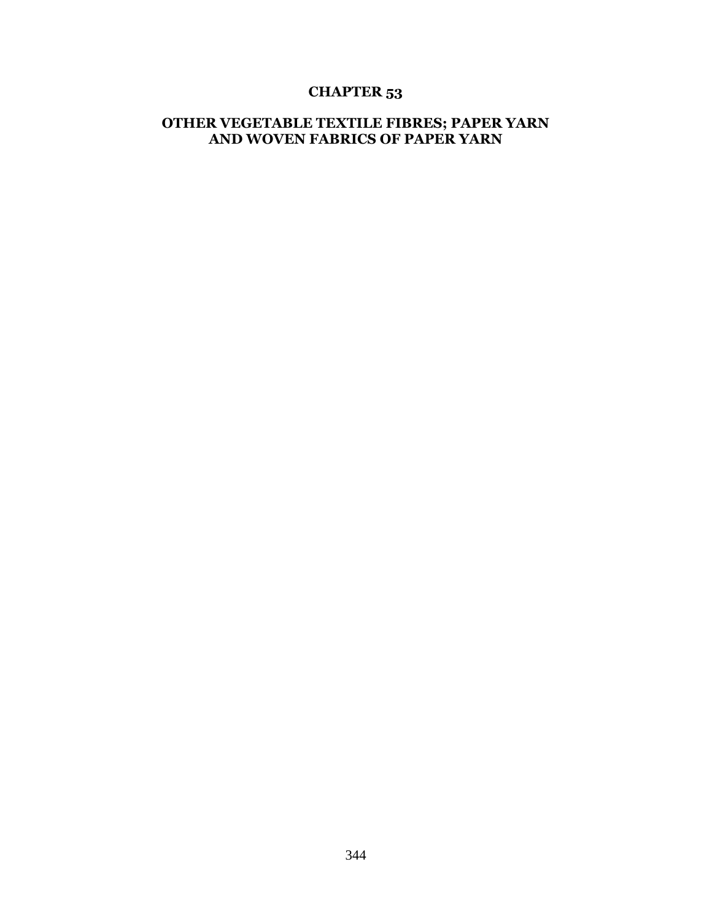# CHAPTER 53

## OTHER VEGETABLE TEXTILE FIBRES; PAPER YARN AND WOVEN FABRICS OF PAPER YARN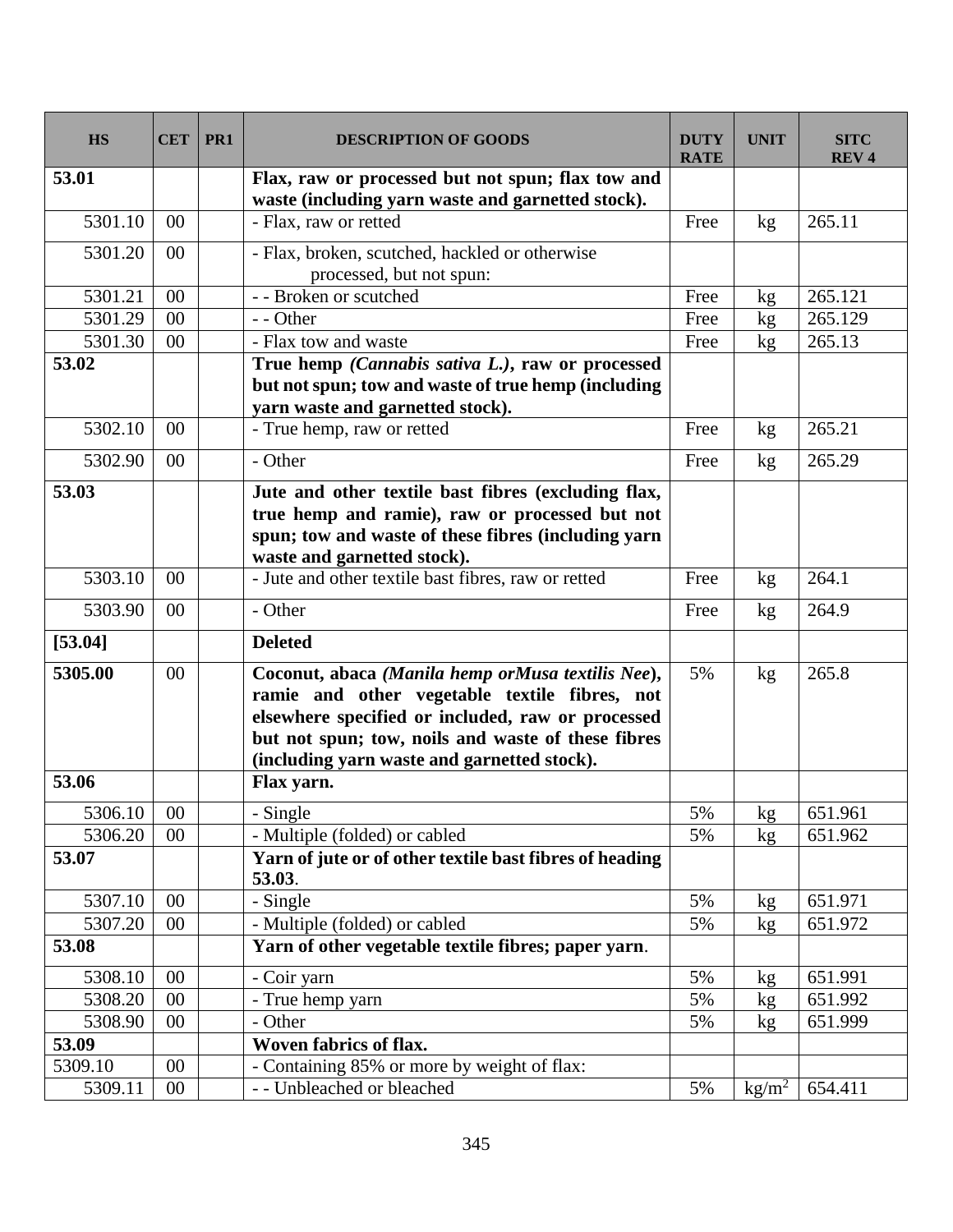| HS | CET | PR1 | DESCRIPTION OF GOODS | DUTY RATE | UNIT | SITC REV 4 |
|---|---|---|---|---|---|---|
| **53.01** | | | **Flax, raw or processed but not spun; flax tow and waste (including yarn waste and garnetted stock).** | | | |
| 5301.10 | 00 | | - Flax, raw or retted | Free | kg | 265.11 |
| 5301.20 | 00 | | - Flax, broken, scutched, hackled or otherwise processed, but not spun: | | | |
| 5301.21 | 00 | | - - Broken or scutched | Free | kg | 265.121 |
| 5301.29 | 00 | | - - Other | Free | kg | 265.129 |
| 5301.30 | 00 | | - Flax tow and waste | Free | kg | 265.13 |
| **53.02** | | | **True hemp *(Cannabis sativa L.)*, raw or processed but not spun; tow and waste of true hemp (including yarn waste and garnetted stock).** | | | |
| 5302.10 | 00 | | - True hemp, raw or retted | Free | kg | 265.21 |
| 5302.90 | 00 | | - Other | Free | kg | 265.29 |
| **53.03** | | | **Jute and other textile bast fibres (excluding flax, true hemp and ramie), raw or processed but not spun; tow and waste of these fibres (including yarn waste and garnetted stock).** | | | |
| 5303.10 | 00 | | - Jute and other textile bast fibres, raw or retted | Free | kg | 264.1 |
| 5303.90 | 00 | | - Other | Free | kg | 264.9 |
| **[53.04]** | | | **Deleted** | | | |
| **5305.00** | 00 | | **Coconut, abaca *(Manila hemp orMusa textilis Nee)*, ramie and other vegetable textile fibres, not elsewhere specified or included, raw or processed but not spun; tow, noils and waste of these fibres (including yarn waste and garnetted stock).** | 5% | kg | 265.8 |
| **53.06** | | | **Flax yarn.** | | | |
| 5306.10 | 00 | | - Single | 5% | kg | 651.961 |
| 5306.20 | 00 | | - Multiple (folded) or cabled | 5% | kg | 651.962 |
| **53.07** | | | **Yarn of jute or of other textile bast fibres of heading 53.03**. | | | |
| 5307.10 | 00 | | - Single | 5% | kg | 651.971 |
| 5307.20 | 00 | | - Multiple (folded) or cabled | 5% | kg | 651.972 |
| **53.08** | | | **Yarn of other vegetable textile fibres; paper yarn**. | | | |
| 5308.10 | 00 | | - Coir yarn | 5% | kg | 651.991 |
| 5308.20 | 00 | | - True hemp yarn | 5% | kg | 651.992 |
| 5308.90 | 00 | | - Other | 5% | kg | 651.999 |
| **53.09** | | | **Woven fabrics of flax.** | | | |
| 5309.10 | 00 | | - Containing 85% or more by weight of flax: | | | |
| 5309.11 | 00 | | - - Unbleached or bleached | 5% | $kg/m^2$ | 654.411 |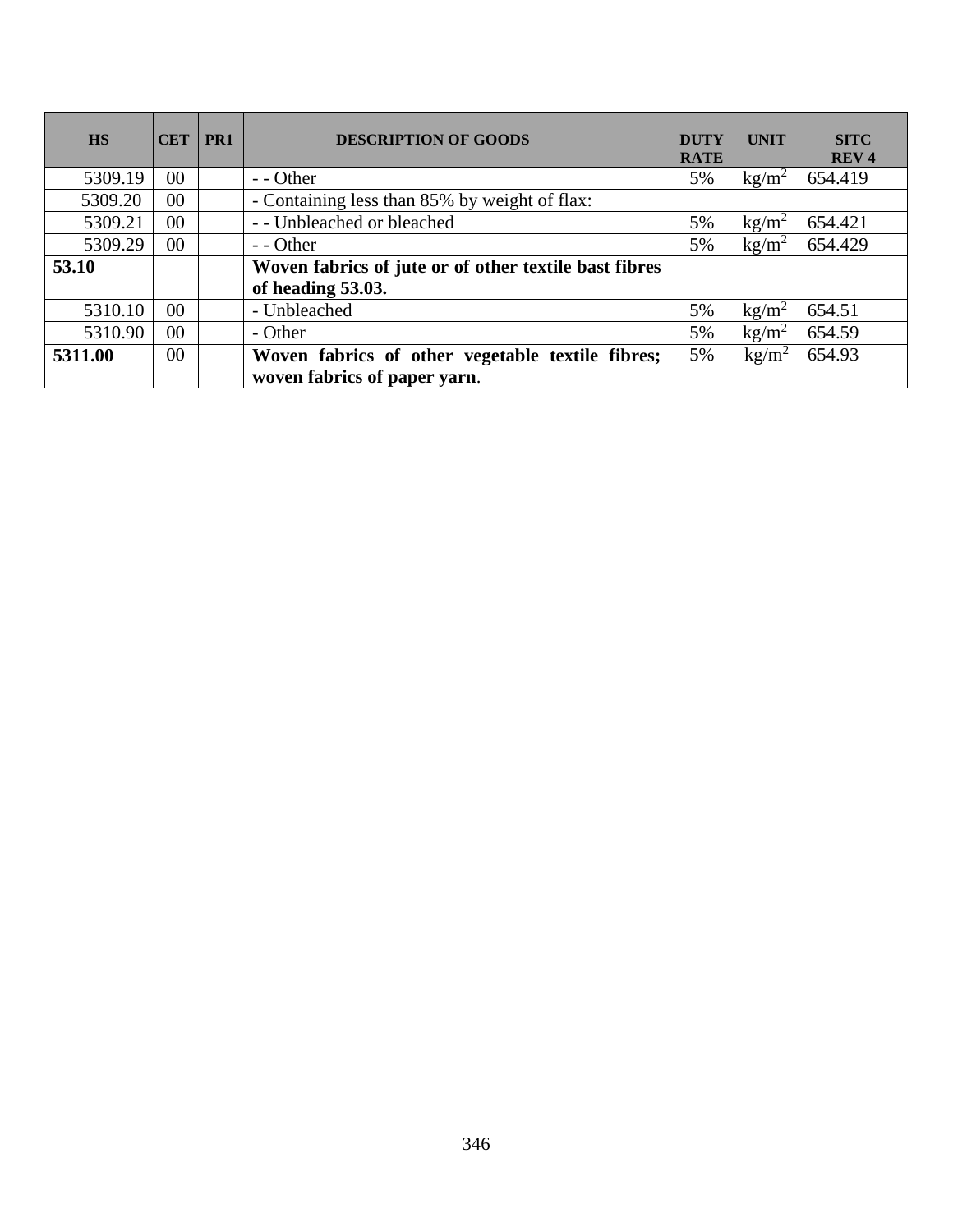| HS | CET | PR1 | DESCRIPTION OF GOODS | DUTY RATE | UNIT | SITC REV 4 |
|---|---|---|---|---|---|---|
| 5309.19 | 00 | | - - Other | 5% | $kg/m^2$ | 654.419 |
| 5309.20 | 00 | | - Containing less than 85% by weight of flax: | | | |
| 5309.21 | 00 | | - - Unbleached or bleached | 5% | $kg/m^2$ | 654.421 |
| 5309.29 | 00 | | - - Other | 5% | $kg/m^2$ | 654.429 |
| **53.10** | | | **Woven fabrics of jute or of other textile bast fibres of heading 53.03.** | | | |
| 5310.10 | 00 | | - Unbleached | 5% | $kg/m^2$ | 654.51 |
| 5310.90 | 00 | | - Other | 5% | $kg/m^2$ | 654.59 |
| **5311.00** | 00 | | **Woven fabrics of other vegetable textile fibres; woven fabrics of paper yarn**. | 5% | $kg/m^2$ | 654.93 |